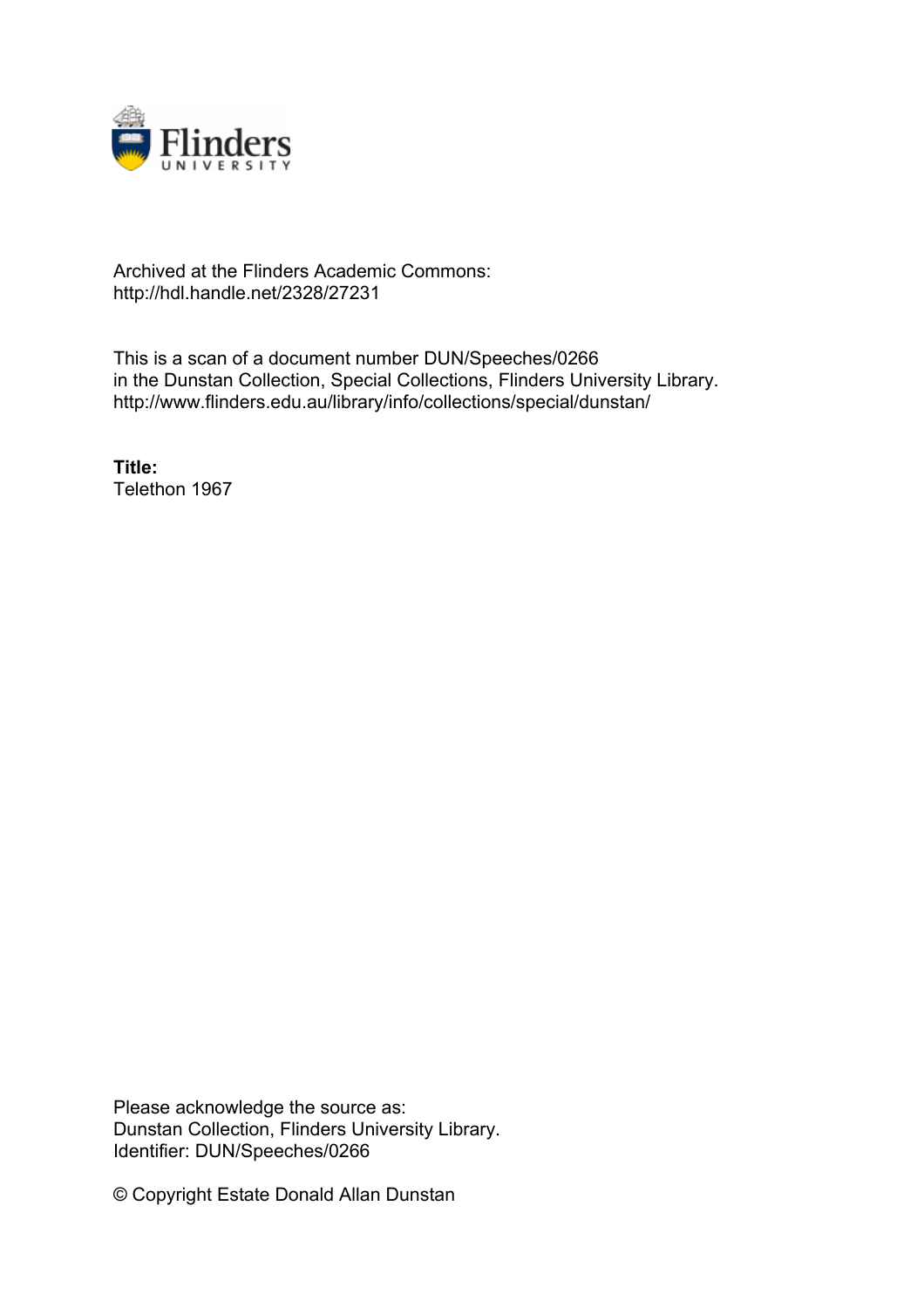Archived at the Flinders Academic Commons:
http://hdl.handle.net/2328/27231

This is a scan of a document number DUN/Speeches/0266
in the Dunstan Collection, Special Collections, Flinders University Library.
http://www.flinders.edu.au/library/info/collections/special/dunstan/

**Title:**
Telethon 1967

Please acknowledge the source as:
Dunstan Collection, Flinders University Library.
Identifier: DUN/Speeches/0266

© Copyright Estate Donald Allan Dunstan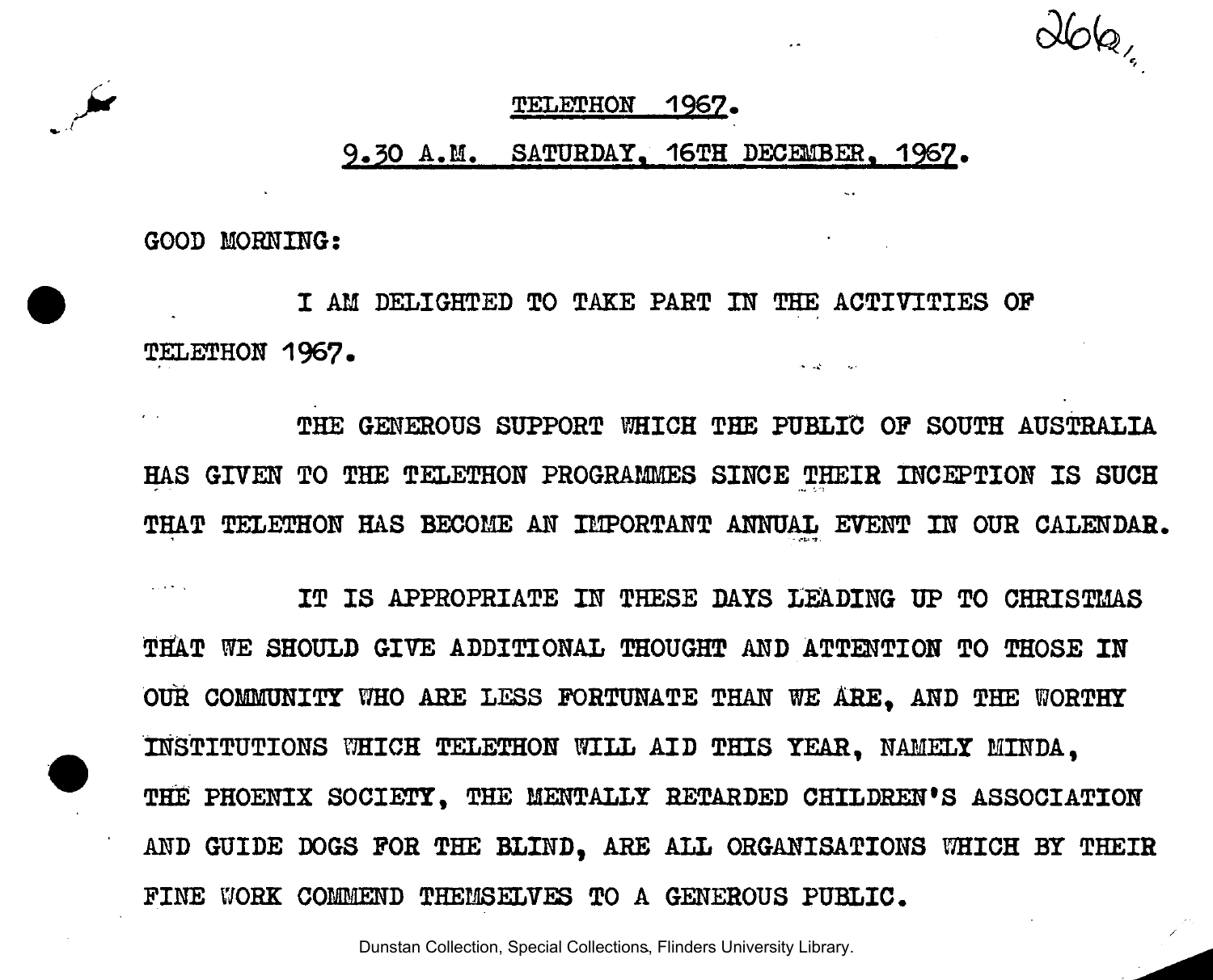## TELETHON 1967.

## 9.30 A.M. SATURDAY, 16TH DECEMBER, 1967.

GOOD MORNING:

I AM DELIGHTED TO TAKE PART IN THE ACTIVITIES OF TELETHON 1967.

THE GENEROUS SUPPORT WHICH THE PUBLIC OF SOUTH AUSTRALIA HAS GIVEN TO THE TELETHON PROGRAMMES SINCE THEIR INCEPTION IS SUCH THAT TELETHON HAS BECOME AN IMPORTANT ANNUAL EVENT IN OUR CALENDAR.

IT IS APPROPRIATE IN THESE DAYS LEADING UP TO CHRISTMAS THAT WE SHOULD GIVE ADDITIONAL THOUGHT AND ATTENTION TO THOSE IN OUR COMMUNITY WHO ARE LESS FORTUNATE THAN WE ARE, AND THE WORTHY INSTITUTIONS WHICH TELETHON WILL AID THIS YEAR, NAMELY MINDA, THE PHOENIX SOCIETY, THE MENTALLY RETARDED CHILDREN'S ASSOCIATION AND GUIDE DOGS FOR THE BLIND, ARE ALL ORGANISATIONS WHICH BY THEIR FINE WORK COMMEND THEMSELVES TO A GENEROUS PUBLIC.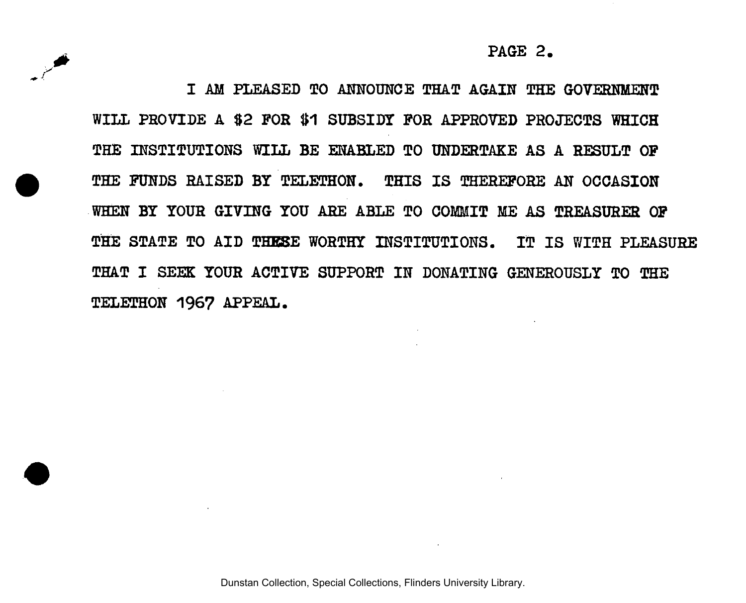I AM PLEASED TO ANNOUNCE THAT AGAIN THE GOVERNMENT WILL PROVIDE A $2 FOR $1 SUBSIDY FOR APPROVED PROJECTS WHICH THE INSTITUTIONS WILL BE ENABLED TO UNDERTAKE AS A RESULT OF THE FUNDS RAISED BY TELETHON. THIS IS THEREFORE AN OCCASION WHEN BY YOUR GIVING YOU ARE ABLE TO COMMIT ME AS TREASURER OF THE STATE TO AID THESE WORTHY INSTITUTIONS. IT IS WITH PLEASURE THAT I SEEK YOUR ACTIVE SUPPORT IN DONATING GENEROUSLY TO THE TELETHON 1967 APPEAL.

Dunstan Collection, Special Collections, Flinders University Library.